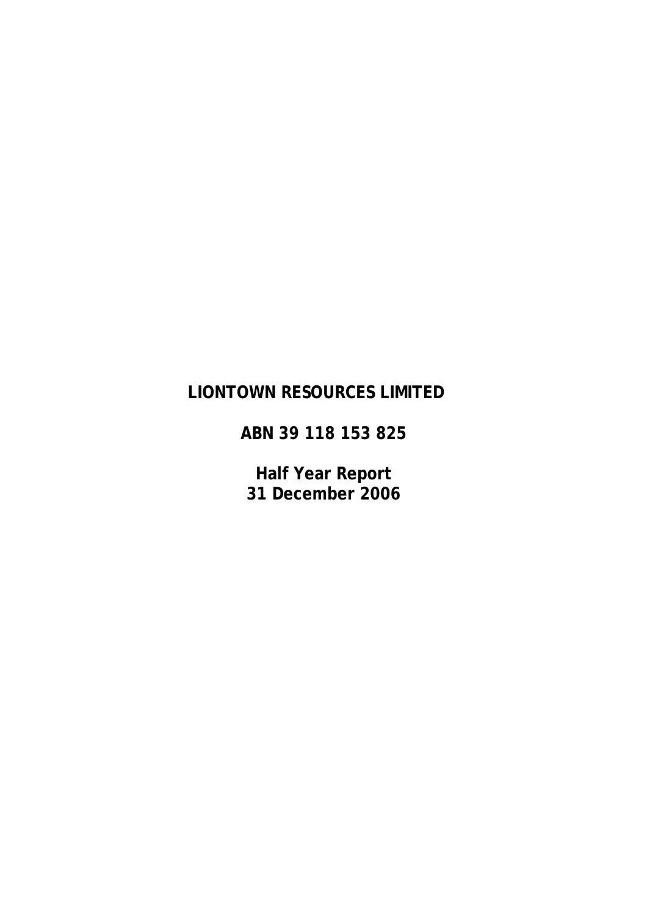# LIONTOWN RESOURCES LIMITED

**ABN 39 118 153 825**

**Half Year Report**
**31 December 2006**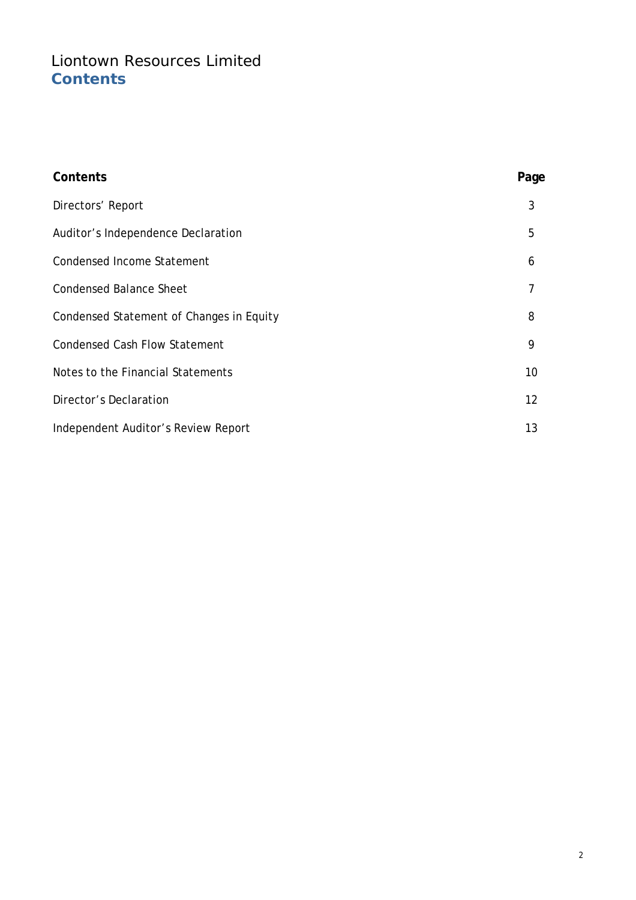# Liontown Resources Limited
## Contents

| Contents | Page |
| --- | --- |
| Directors' Report | 3 |
| Auditor's Independence Declaration | 5 |
| Condensed Income Statement | 6 |
| Condensed Balance Sheet | 7 |
| Condensed Statement of Changes in Equity | 8 |
| Condensed Cash Flow Statement | 9 |
| Notes to the Financial Statements | 10 |
| Director's Declaration | 12 |
| Independent Auditor's Review Report | 13 |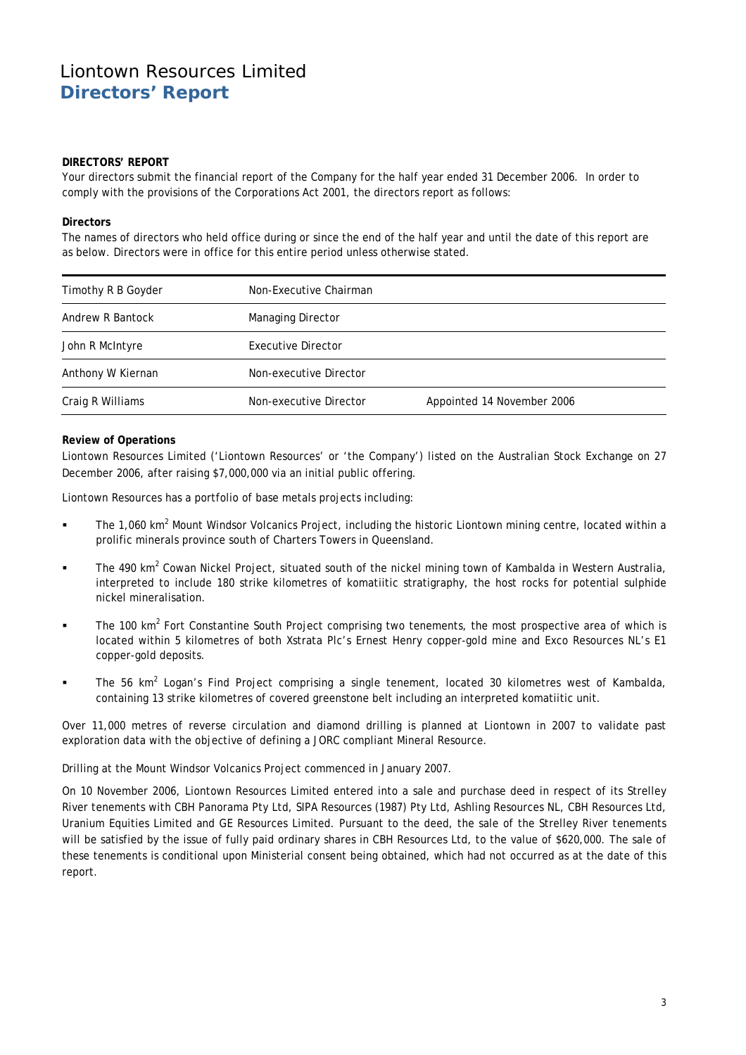# Liontown Resources Limited
## Directors' Report

**DIRECTORS' REPORT**

Your directors submit the financial report of the Company for the half year ended 31 December 2006. In order to comply with the provisions of the Corporations Act 2001, the directors report as follows:

**Directors**

The names of directors who held office during or since the end of the half year and until the date of this report are as below. Directors were in office for this entire period unless otherwise stated.

| | | |
|---|---|---|
| Timothy R B Goyder | Non-Executive Chairman | |
| Andrew R Bantock | Managing Director | |
| John R McIntyre | Executive Director | |
| Anthony W Kiernan | Non-executive Director | |
| Craig R Williams | Non-executive Director | Appointed 14 November 2006 |

**Review of Operations**

Liontown Resources Limited ('Liontown Resources' or 'the Company') listed on the Australian Stock Exchange on 27 December 2006, after raising $7,000,000 via an initial public offering.

Liontown Resources has a portfolio of base metals projects including:

- The 1,060 km$^2$ Mount Windsor Volcanics Project, including the historic Liontown mining centre, located within a prolific minerals province south of Charters Towers in Queensland.
- The 490 km$^2$ Cowan Nickel Project, situated south of the nickel mining town of Kambalda in Western Australia, interpreted to include 180 strike kilometres of komatiitic stratigraphy, the host rocks for potential sulphide nickel mineralisation.
- The 100 km$^2$ Fort Constantine South Project comprising two tenements, the most prospective area of which is located within 5 kilometres of both Xstrata Plc's Ernest Henry copper-gold mine and Exco Resources NL's E1 copper-gold deposits.
- The 56 km$^2$ Logan's Find Project comprising a single tenement, located 30 kilometres west of Kambalda, containing 13 strike kilometres of covered greenstone belt including an interpreted komatiitic unit.

Over 11,000 metres of reverse circulation and diamond drilling is planned at Liontown in 2007 to validate past exploration data with the objective of defining a JORC compliant Mineral Resource.

Drilling at the Mount Windsor Volcanics Project commenced in January 2007.

On 10 November 2006, Liontown Resources Limited entered into a sale and purchase deed in respect of its Strelley River tenements with CBH Panorama Pty Ltd, SIPA Resources (1987) Pty Ltd, Ashling Resources NL, CBH Resources Ltd, Uranium Equities Limited and GE Resources Limited. Pursuant to the deed, the sale of the Strelley River tenements will be satisfied by the issue of fully paid ordinary shares in CBH Resources Ltd, to the value of $620,000. The sale of these tenements is conditional upon Ministerial consent being obtained, which had not occurred as at the date of this report.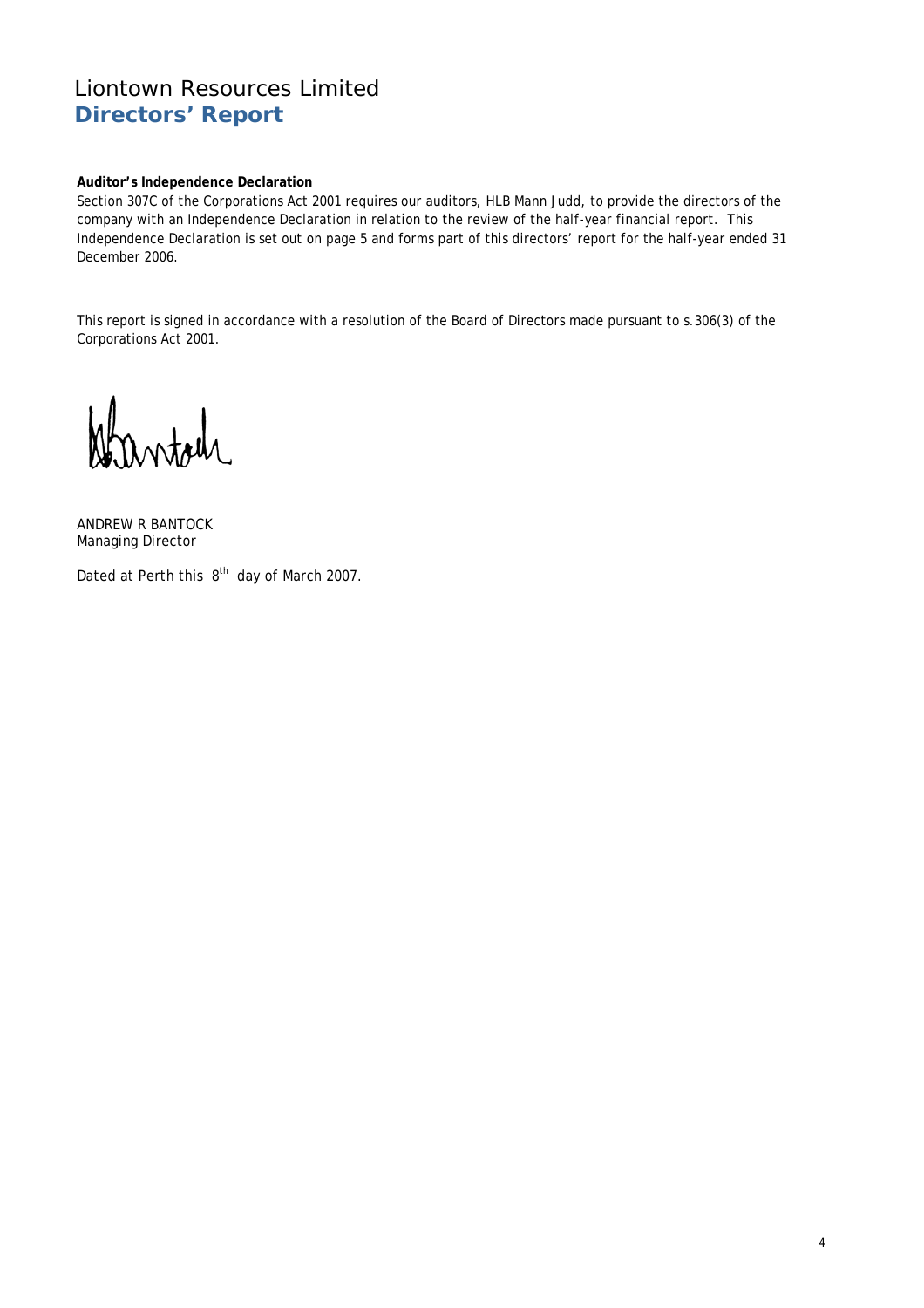# Liontown Resources Limited
## Directors' Report

**Auditor's Independence Declaration**

Section 307C of the Corporations Act 2001 requires our auditors, HLB Mann Judd, to provide the directors of the company with an Independence Declaration in relation to the review of the half-year financial report. This Independence Declaration is set out on page 5 and forms part of this directors' report for the half-year ended 31 December 2006.

This report is signed in accordance with a resolution of the Board of Directors made pursuant to s.306(3) of the Corporations Act 2001.

ANDREW R BANTOCK
Managing Director

Dated at Perth this 8th day of March 2007.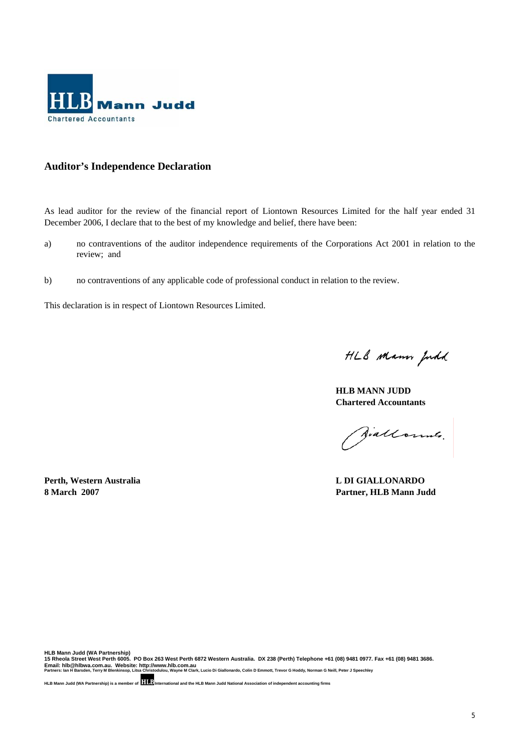**HLB Mann Judd**
Chartered Accountants

## Auditor's Independence Declaration

As lead auditor for the review of the financial report of Liontown Resources Limited for the half year ended 31 December 2006, I declare that to the best of my knowledge and belief, there have been:

a) no contraventions of the auditor independence requirements of the Corporations Act 2001 in relation to the review; and

b) no contraventions of any applicable code of professional conduct in relation to the review.

This declaration is in respect of Liontown Resources Limited.

HLB Mann Judd

**HLB MANN JUDD**
**Chartered Accountants**

Giallonardo.

**Perth, Western Australia**
**8 March 2007**

**L DI GIALLONARDO**
**Partner, HLB Mann Judd**

**HLB Mann Judd (WA Partnership)**
**15 Rheola Street West Perth 6005. PO Box 263 West Perth 6872 Western Australia. DX 238 (Perth) Telephone +61 (08) 9481 0977. Fax +61 (08) 9481 3686.**
**Email: hlb@hlbwa.com.au. Website: http://www.hlb.com.au**
**Partners: Ian H Barsden, Terry M Blenkinsop, Litsa Christodulou, Wayne M Clark, Lucio Di Giallonardo, Colin D Emmott, Trevor G Hoddy, Norman G Neill, Peter J Speechley**

**HLB Mann Judd (WA Partnership) is a member of HLB International and the HLB Mann Judd National Association of independent accounting firms**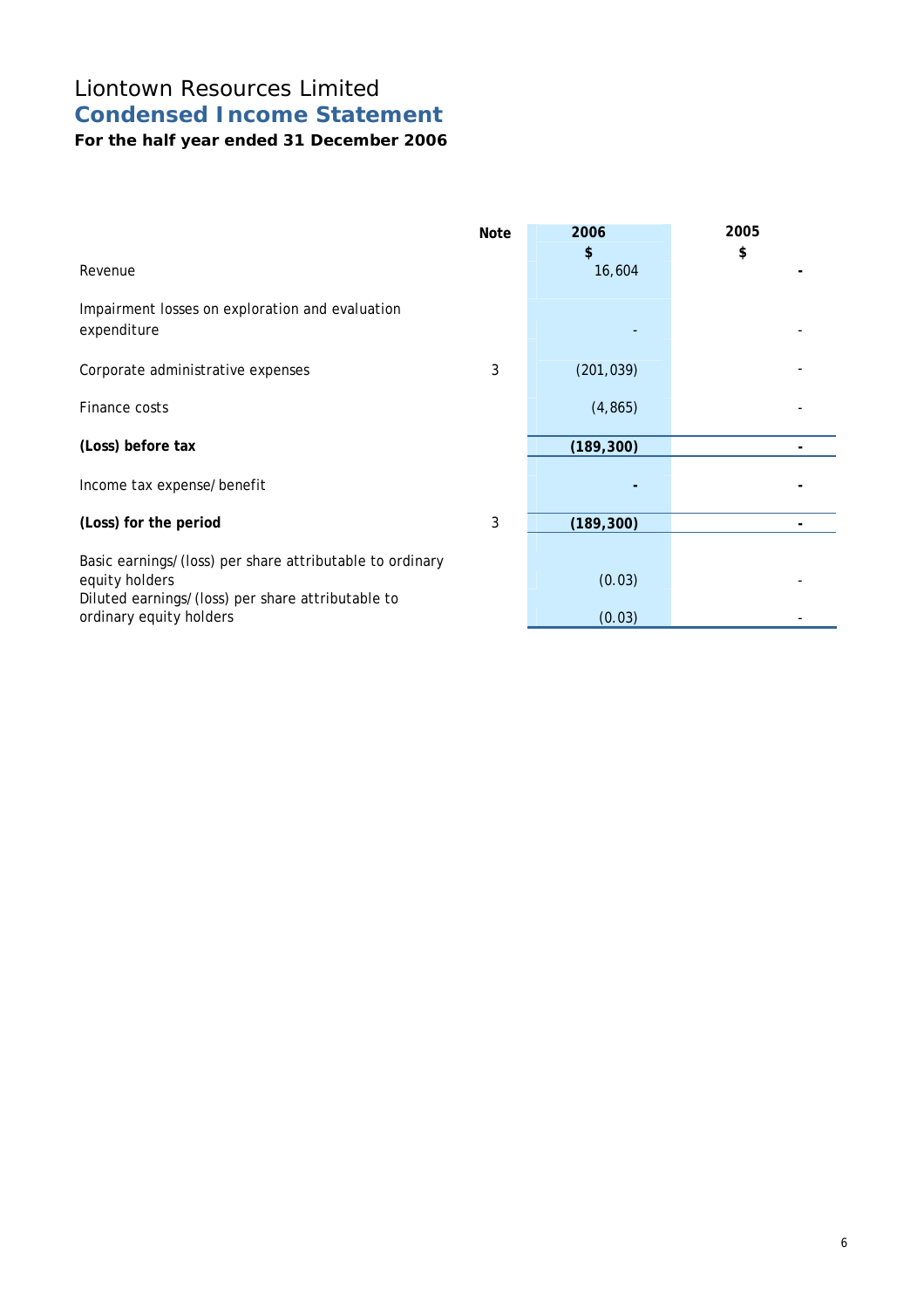# Liontown Resources Limited

## Condensed Income Statement

**For the half year ended 31 December 2006**

| | Note | 2006<br>$ | 2005<br>$ |
|---|---|---|---|
| Revenue | | 16,604 | **-** |
| Impairment losses on exploration and evaluation expenditure | | - | - |
| Corporate administrative expenses | 3 | (201,039) | - |
| Finance costs | | (4,865) | - |
| **(Loss) before tax** | | **(189,300)** | **-** |
| Income tax expense/benefit | | **-** | **-** |
| **(Loss) for the period** | 3 | **(189,300)** | **-** |
| Basic earnings/(loss) per share attributable to ordinary equity holders | | (0.03) | - |
| Diluted earnings/(loss) per share attributable to ordinary equity holders | | (0.03) | - |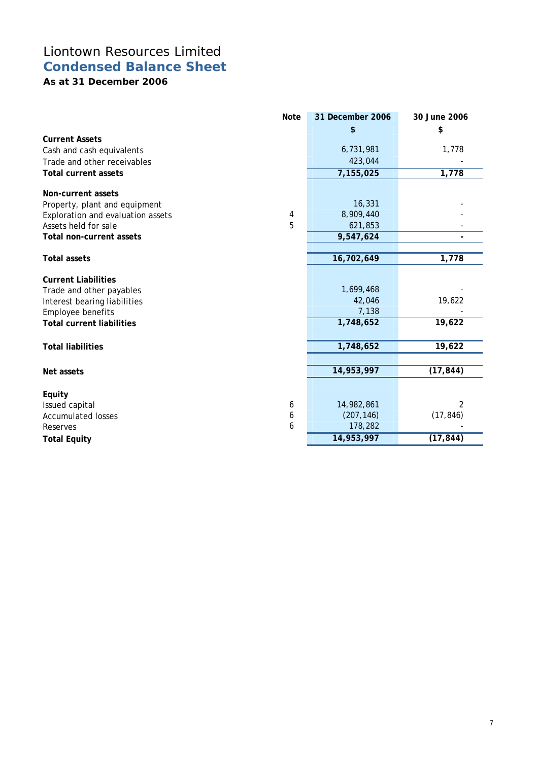# Liontown Resources Limited

## Condensed Balance Sheet

### As at 31 December 2006

| | Note | 31 December 2006 | 30 June 2006 |
|---|---|---|---|
| | | $ | $ |
| **Current Assets** | | | |
| Cash and cash equivalents | | 6,731,981 | 1,778 |
| Trade and other receivables | | 423,044 | - |
| **Total current assets** | | **7,155,025** | **1,778** |
| | | | |
| **Non-current assets** | | | |
| Property, plant and equipment | | 16,331 | - |
| Exploration and evaluation assets | 4 | 8,909,440 | - |
| Assets held for sale | 5 | 621,853 | - |
| **Total non-current assets** | | **9,547,624** | **-** |
| | | | |
| **Total assets** | | **16,702,649** | **1,778** |
| | | | |
| **Current Liabilities** | | | |
| Trade and other payables | | 1,699,468 | - |
| Interest bearing liabilities | | 42,046 | 19,622 |
| Employee benefits | | 7,138 | - |
| **Total current liabilities** | | **1,748,652** | **19,622** |
| | | | |
| **Total liabilities** | | **1,748,652** | **19,622** |
| | | | |
| **Net assets** | | **14,953,997** | **(17,844)** |
| | | | |
| **Equity** | | | |
| Issued capital | 6 | 14,982,861 | 2 |
| Accumulated losses | 6 | (207,146) | (17,846) |
| Reserves | 6 | 178,282 | - |
| **Total Equity** | | **14,953,997** | **(17,844)** |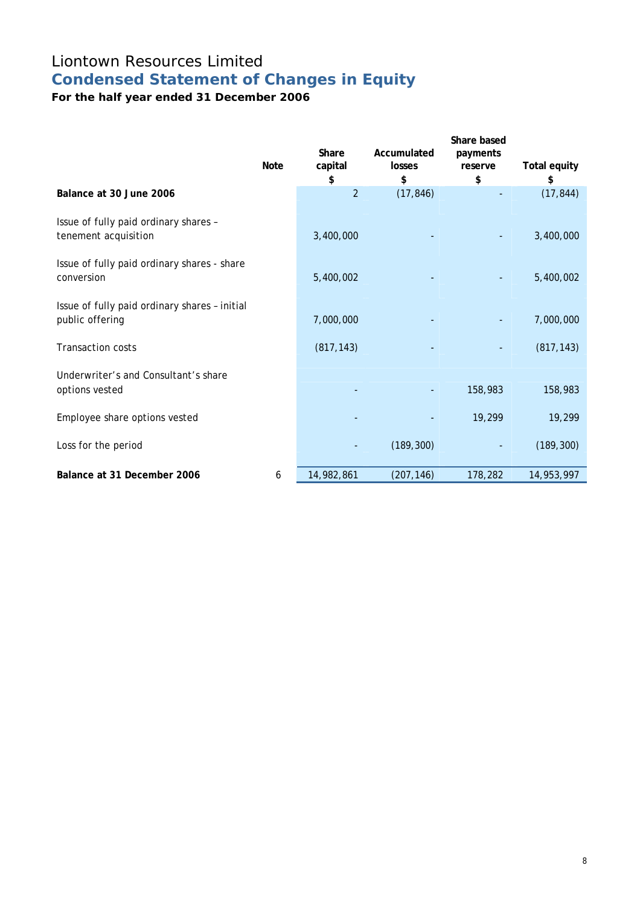# Liontown Resources Limited

## Condensed Statement of Changes in Equity

### For the half year ended 31 December 2006

| | Note | Share capital $ | Accumulated losses $ | Share based payments reserve $ | Total equity $ |
|---|---|---|---|---|---|
| **Balance at 30 June 2006** | | 2 | (17,846) | - | (17,844) |
| Issue of fully paid ordinary shares – tenement acquisition | | 3,400,000 | - | - | 3,400,000 |
| Issue of fully paid ordinary shares - share conversion | | 5,400,002 | - | - | 5,400,002 |
| Issue of fully paid ordinary shares – initial public offering | | 7,000,000 | - | - | 7,000,000 |
| Transaction costs | | (817,143) | - | - | (817,143) |
| Underwriter's and Consultant's share options vested | | - | - | 158,983 | 158,983 |
| Employee share options vested | | - | - | 19,299 | 19,299 |
| Loss for the period | | - | (189,300) | - | (189,300) |
| **Balance at 31 December 2006** | 6 | 14,982,861 | (207,146) | 178,282 | 14,953,997 |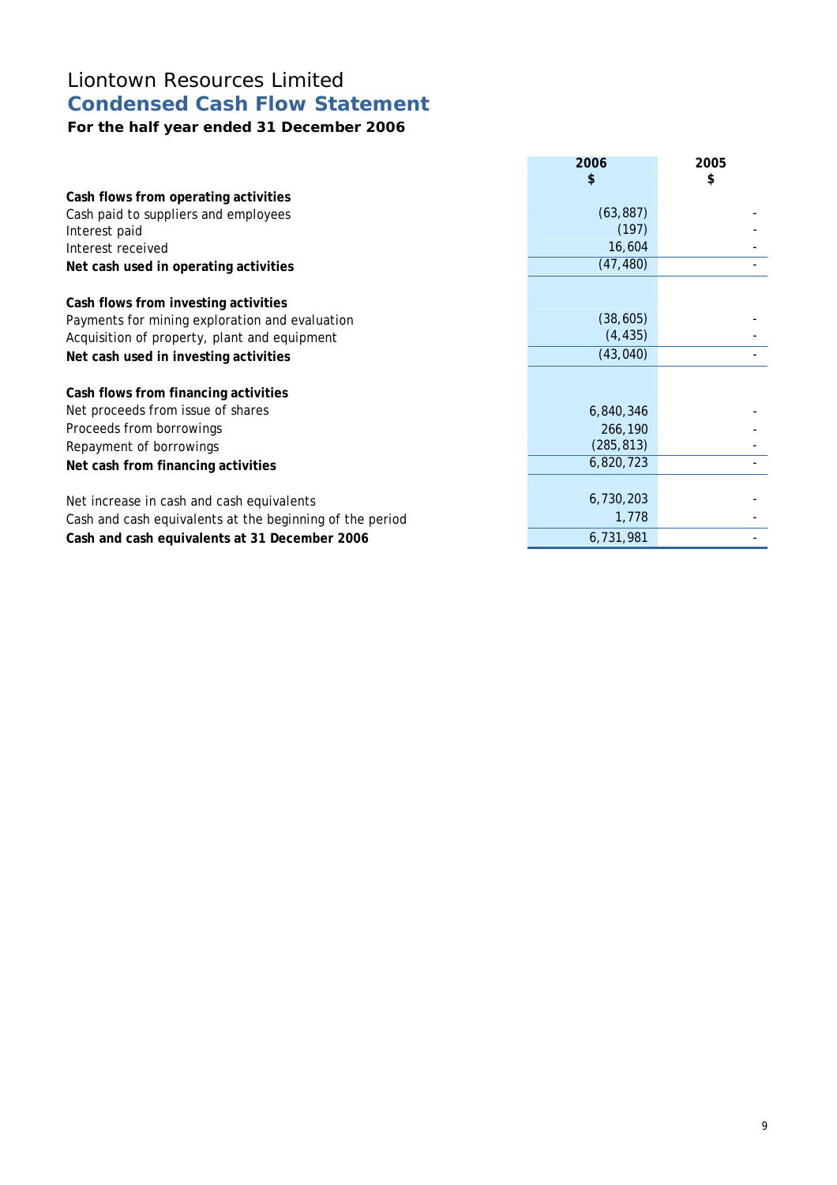# Liontown Resources Limited

## Condensed Cash Flow Statement

### For the half year ended 31 December 2006

| | 2006<br>$ | 2005<br>$ |
|---|---|---|
| **Cash flows from operating activities** | | |
| Cash paid to suppliers and employees | (63,887) | - |
| Interest paid | (197) | - |
| Interest received | 16,604 | - |
| **Net cash used in operating activities** | (47,480) | - |
| | | |
| **Cash flows from investing activities** | | |
| Payments for mining exploration and evaluation | (38,605) | - |
| Acquisition of property, plant and equipment | (4,435) | - |
| **Net cash used in investing activities** | (43,040) | - |
| | | |
| **Cash flows from financing activities** | | |
| Net proceeds from issue of shares | 6,840,346 | - |
| Proceeds from borrowings | 266,190 | - |
| Repayment of borrowings | (285,813) | - |
| **Net cash from financing activities** | 6,820,723 | - |
| | | |
| Net increase in cash and cash equivalents | 6,730,203 | - |
| Cash and cash equivalents at the beginning of the period | 1,778 | - |
| **Cash and cash equivalents at 31 December 2006** | 6,731,981 | - |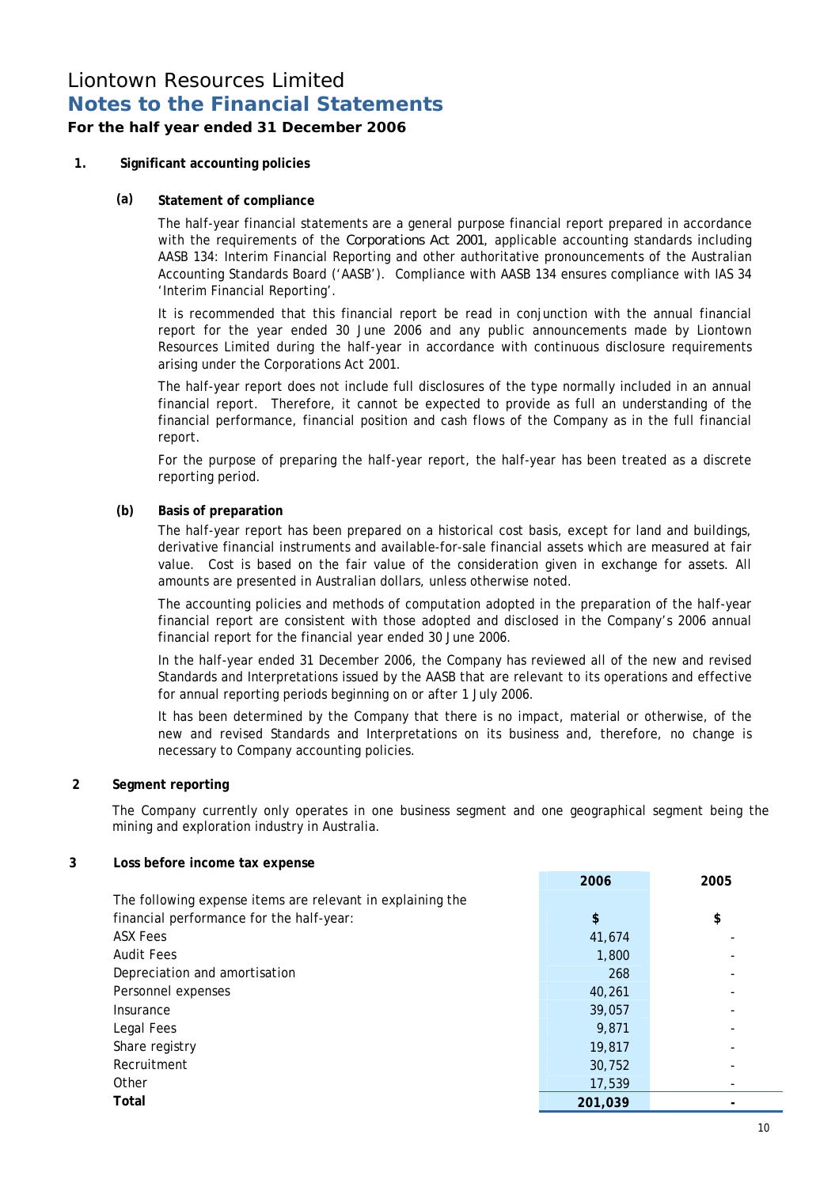# Liontown Resources Limited

## Notes to the Financial Statements

### For the half year ended 31 December 2006

**1. Significant accounting policies**

**(a) Statement of compliance**

The half-year financial statements are a general purpose financial report prepared in accordance with the requirements of the *Corporations Act 2001*, applicable accounting standards including AASB 134: Interim Financial Reporting and other authoritative pronouncements of the Australian Accounting Standards Board ('AASB'). Compliance with AASB 134 ensures compliance with IAS 34 'Interim Financial Reporting'.

It is recommended that this financial report be read in conjunction with the annual financial report for the year ended 30 June 2006 and any public announcements made by Liontown Resources Limited during the half-year in accordance with continuous disclosure requirements arising under the Corporations Act 2001.

The half-year report does not include full disclosures of the type normally included in an annual financial report. Therefore, it cannot be expected to provide as full an understanding of the financial performance, financial position and cash flows of the Company as in the full financial report.

For the purpose of preparing the half-year report, the half-year has been treated as a discrete reporting period.

**(b) Basis of preparation**

The half-year report has been prepared on a historical cost basis, except for land and buildings, derivative financial instruments and available-for-sale financial assets which are measured at fair value. Cost is based on the fair value of the consideration given in exchange for assets. All amounts are presented in Australian dollars, unless otherwise noted.

The accounting policies and methods of computation adopted in the preparation of the half-year financial report are consistent with those adopted and disclosed in the Company's 2006 annual financial report for the financial year ended 30 June 2006.

In the half-year ended 31 December 2006, the Company has reviewed all of the new and revised Standards and Interpretations issued by the AASB that are relevant to its operations and effective for annual reporting periods beginning on or after 1 July 2006.

It has been determined by the Company that there is no impact, material or otherwise, of the new and revised Standards and Interpretations on its business and, therefore, no change is necessary to Company accounting policies.

**2 Segment reporting**

The Company currently only operates in one business segment and one geographical segment being the mining and exploration industry in Australia.

**3 Loss before income tax expense**

| | 2006 | 2005 |
|---|---|---|
| The following expense items are relevant in explaining the financial performance for the half-year: | $ | $ |
| ASX Fees | 41,674 | - |
| Audit Fees | 1,800 | - |
| Depreciation and amortisation | 268 | - |
| Personnel expenses | 40,261 | - |
| Insurance | 39,057 | - |
| Legal Fees | 9,871 | - |
| Share registry | 19,817 | - |
| Recruitment | 30,752 | - |
| Other | 17,539 | - |
| **Total** | **201,039** | **-** |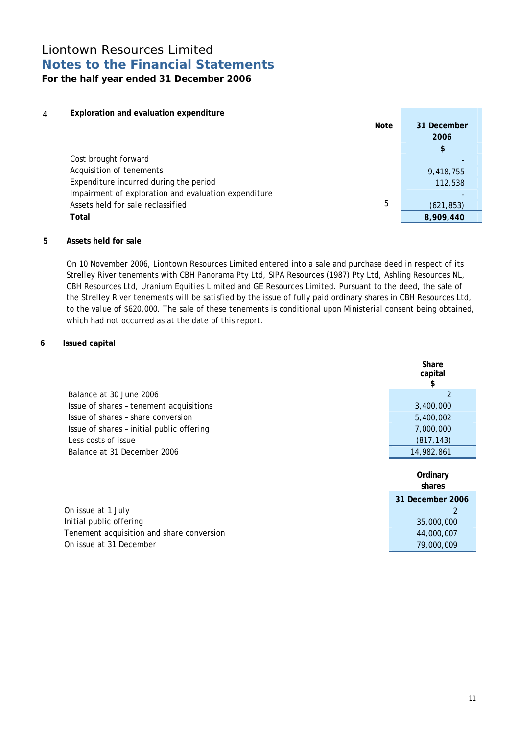# Liontown Resources Limited

## Notes to the Financial Statements

**For the half year ended 31 December 2006**

### 4 Exploration and evaluation expenditure

| | Note | 31 December 2006 $ |
|---|---|---|
| Cost brought forward | | - |
| Acquisition of tenements | | 9,418,755 |
| Expenditure incurred during the period | | 112,538 |
| Impairment of exploration and evaluation expenditure | | - |
| Assets held for sale reclassified | 5 | (621,853) |
| **Total** | | **8,909,440** |

### 5 Assets held for sale

On 10 November 2006, Liontown Resources Limited entered into a sale and purchase deed in respect of its Strelley River tenements with CBH Panorama Pty Ltd, SIPA Resources (1987) Pty Ltd, Ashling Resources NL, CBH Resources Ltd, Uranium Equities Limited and GE Resources Limited. Pursuant to the deed, the sale of the Strelley River tenements will be satisfied by the issue of fully paid ordinary shares in CBH Resources Ltd, to the value of $620,000. The sale of these tenements is conditional upon Ministerial consent being obtained, which had not occurred as at the date of this report.

### 6 Issued capital

| | Share capital $ |
|---|---|
| Balance at 30 June 2006 | 2 |
| Issue of shares – tenement acquisitions | 3,400,000 |
| Issue of shares – share conversion | 5,400,002 |
| Issue of shares – initial public offering | 7,000,000 |
| Less costs of issue | (817,143) |
| Balance at 31 December 2006 | 14,982,861 |

| | Ordinary shares 31 December 2006 |
|---|---|
| On issue at 1 July | 2 |
| Initial public offering | 35,000,000 |
| Tenement acquisition and share conversion | 44,000,007 |
| On issue at 31 December | 79,000,009 |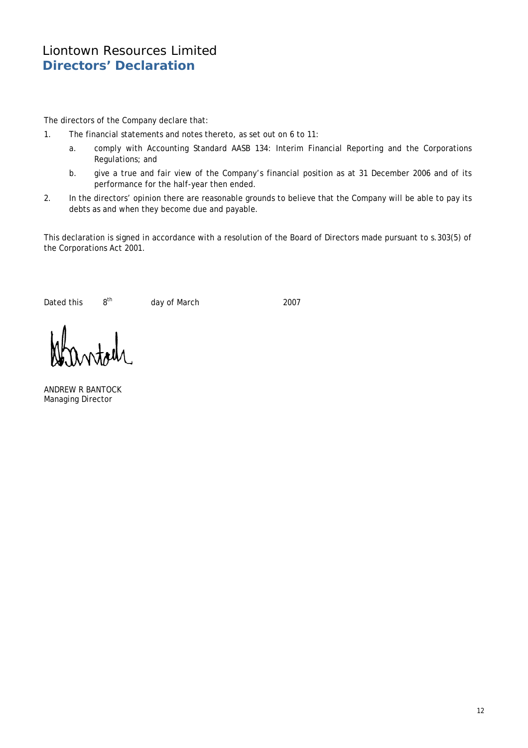# Liontown Resources Limited
## Directors' Declaration

The directors of the Company declare that:

1. The financial statements and notes thereto, as set out on 6 to 11:
   a. comply with Accounting Standard AASB 134: Interim Financial Reporting and the Corporations Regulations; and
   b. give a true and fair view of the Company's financial position as at 31 December 2006 and of its performance for the half-year then ended.
2. In the directors' opinion there are reasonable grounds to believe that the Company will be able to pay its debts as and when they become due and payable.

This declaration is signed in accordance with a resolution of the Board of Directors made pursuant to s.303(5) of the Corporations Act 2001.

Dated this 8th day of March 2007

ANDREW R BANTOCK
Managing Director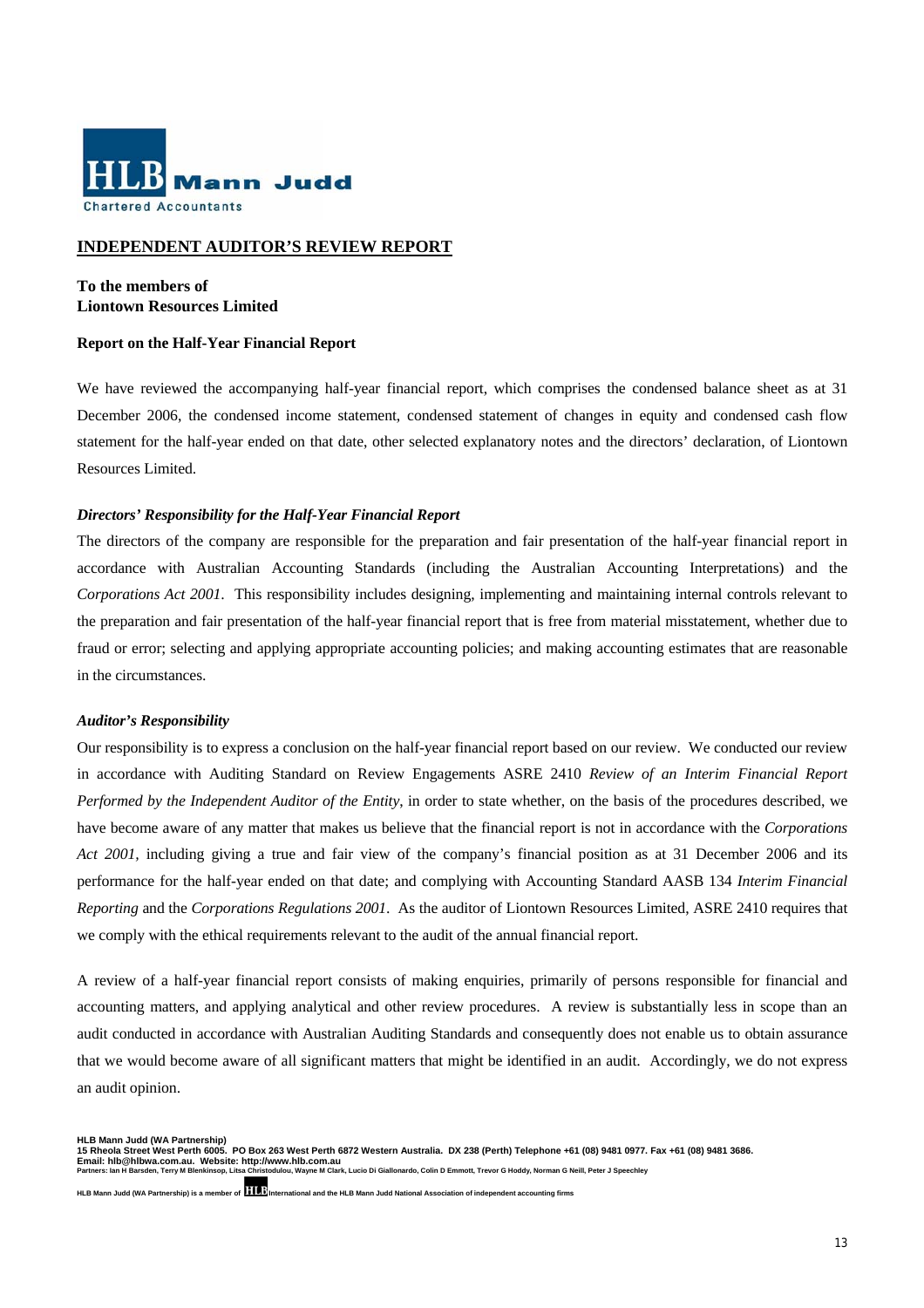**HLB Mann Judd**
Chartered Accountants

## INDEPENDENT AUDITOR'S REVIEW REPORT

**To the members of**
**Liontown Resources Limited**

**Report on the Half-Year Financial Report**

We have reviewed the accompanying half-year financial report, which comprises the condensed balance sheet as at 31 December 2006, the condensed income statement, condensed statement of changes in equity and condensed cash flow statement for the half-year ended on that date, other selected explanatory notes and the directors' declaration, of Liontown Resources Limited.

***Directors' Responsibility for the Half-Year Financial Report***

The directors of the company are responsible for the preparation and fair presentation of the half-year financial report in accordance with Australian Accounting Standards (including the Australian Accounting Interpretations) and the *Corporations Act 2001*. This responsibility includes designing, implementing and maintaining internal controls relevant to the preparation and fair presentation of the half-year financial report that is free from material misstatement, whether due to fraud or error; selecting and applying appropriate accounting policies; and making accounting estimates that are reasonable in the circumstances.

***Auditor's Responsibility***

Our responsibility is to express a conclusion on the half-year financial report based on our review. We conducted our review in accordance with Auditing Standard on Review Engagements ASRE 2410 *Review of an Interim Financial Report Performed by the Independent Auditor of the Entity*, in order to state whether, on the basis of the procedures described, we have become aware of any matter that makes us believe that the financial report is not in accordance with the *Corporations Act 2001,* including giving a true and fair view of the company's financial position as at 31 December 2006 and its performance for the half-year ended on that date; and complying with Accounting Standard AASB 134 *Interim Financial Reporting* and the *Corporations Regulations 2001*. As the auditor of Liontown Resources Limited, ASRE 2410 requires that we comply with the ethical requirements relevant to the audit of the annual financial report.

A review of a half-year financial report consists of making enquiries, primarily of persons responsible for financial and accounting matters, and applying analytical and other review procedures. A review is substantially less in scope than an audit conducted in accordance with Australian Auditing Standards and consequently does not enable us to obtain assurance that we would become aware of all significant matters that might be identified in an audit. Accordingly, we do not express an audit opinion.

**HLB Mann Judd (WA Partnership)**
**15 Rheola Street West Perth 6005. PO Box 263 West Perth 6872 Western Australia. DX 238 (Perth) Telephone +61 (08) 9481 0977. Fax +61 (08) 9481 3686.**
**Email: hlb@hlbwa.com.au. Website: http://www.hlb.com.au**
**Partners: Ian H Barsden, Terry M Blenkinsop, Litsa Christodulou, Wayne M Clark, Lucio Di Giallonardo, Colin D Emmott, Trevor G Hoddy, Norman G Neill, Peter J Speechley**

**HLB Mann Judd (WA Partnership) is a member of HLB International and the HLB Mann Judd National Association of independent accounting firms**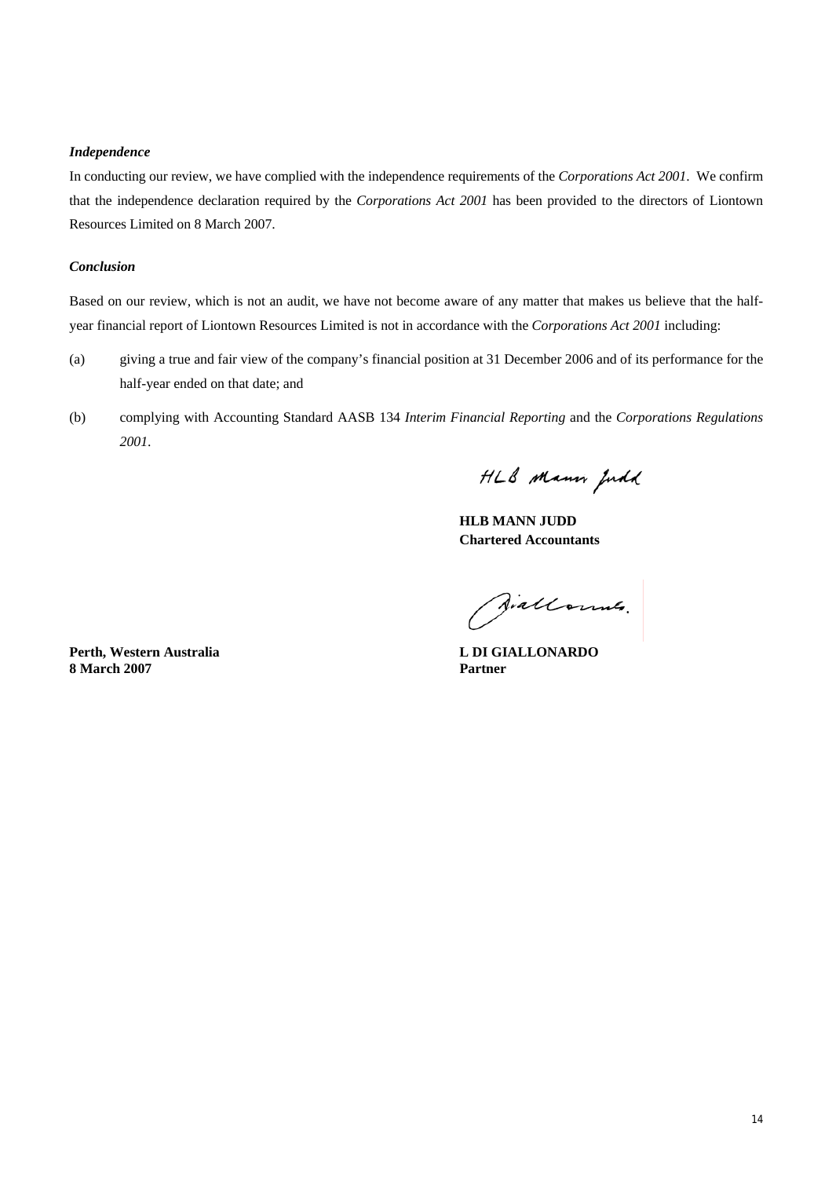***Independence***

In conducting our review, we have complied with the independence requirements of the *Corporations Act 2001*. We confirm that the independence declaration required by the *Corporations Act 2001* has been provided to the directors of Liontown Resources Limited on 8 March 2007.

***Conclusion***

Based on our review, which is not an audit, we have not become aware of any matter that makes us believe that the half-year financial report of Liontown Resources Limited is not in accordance with the *Corporations Act 2001* including:

(a) giving a true and fair view of the company's financial position at 31 December 2006 and of its performance for the half-year ended on that date; and

(b) complying with Accounting Standard AASB 134 *Interim Financial Reporting* and the *Corporations Regulations 2001*.

**HLB MANN JUDD**
**Chartered Accountants**

**L DI GIALLONARDO**
**Partner**

**Perth, Western Australia**
**8 March 2007**